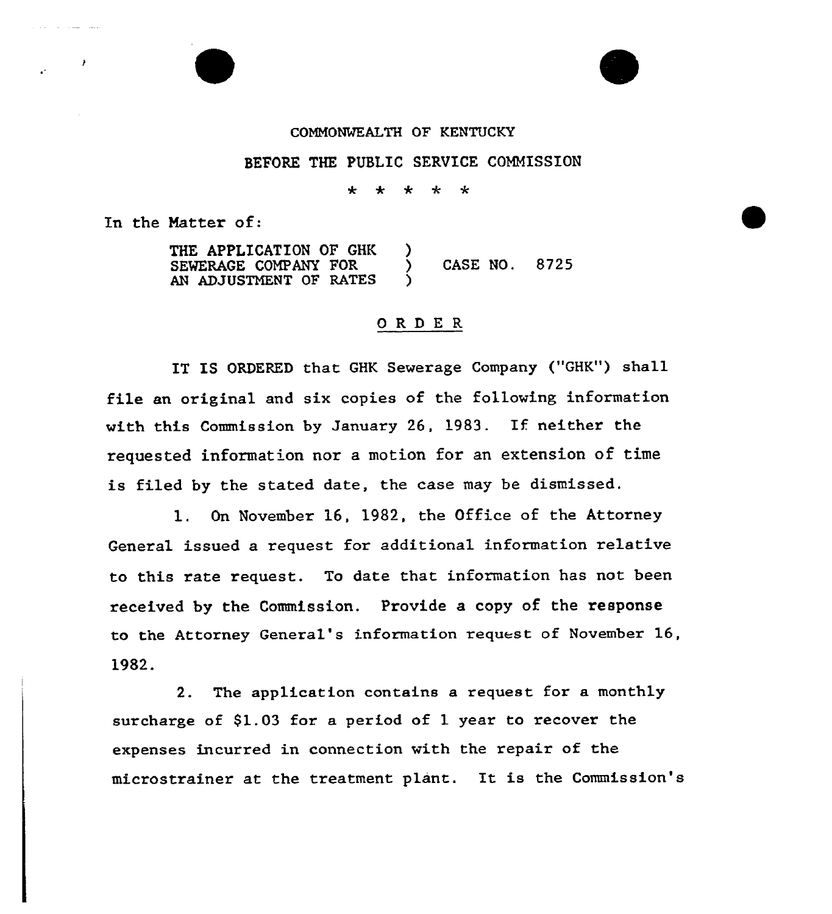COMMONWEALTH OF KENTUCKY

BEFORE THE PUBLIC SERVICE COMMISSION

\* \* \* \* \*

In the Matter of:

THE APPLICATION OF GHK SEWERAGE COMPANY FOR AN ADJUSTMENT OF RATES ) CASE NO. 8725

# ORDER

IT IS ORDERED that GHK Sewerage Company ("GHK") shall file an original and six copies of the following information with this Commission by January 26, 1983. If neither the requested information nor a motion for an extension of time is filed by the stated date, the case may be dismissed.

1. On November 16, 1982, the Office of the Attorney General issued a request for additional information relative to this rate request. To date that information has not been received by the Commission. Provide a copy of the response to the Attorney General's information request of November 16, 1982.

2. The application contains a request for a monthly surcharge of $1.03 for a period of 1 year to recover the expenses incurred in connection with the repair of the microstrainer at the treatment plant. It is the Commission's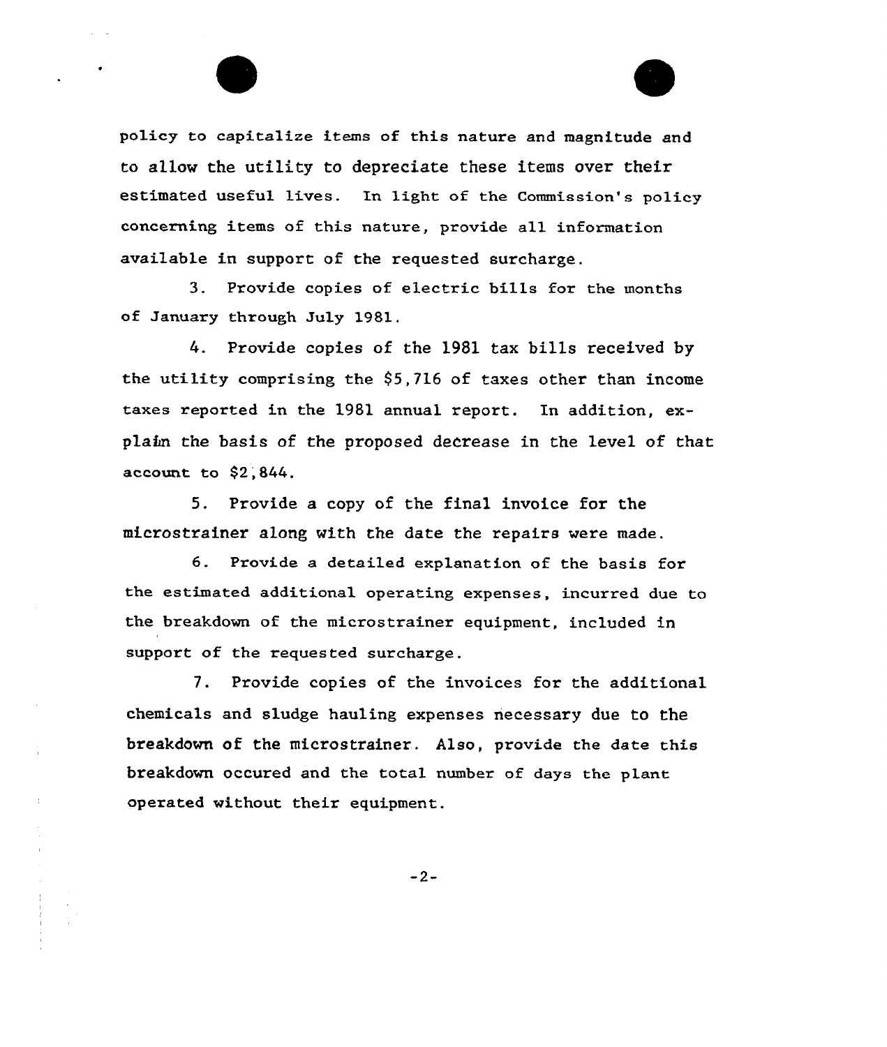policy to capitalize items of this nature and magnitude and to allow the utility to depreciate these items over their estimated useful lives. In light of the Commission's policy concerning items of this nature, provide all information available in support of the requested surcharge.

3. Provide copies of electric bills for the months of January through July 1981.

4. Provide copies of the 1981 tax bills received by the utility comprising the $5,716 of taxes other than income taxes reported in the 1981 annual report. In addition, explain the basis of the proposed decrease in the level of that account to $2,844.

5. Provide a copy of the final invoice for the microstrainer along with the date the repairs were made.

6. Provide a detailed explanation of the basis for the estimated additional operating expenses, incurred due to the breakdown of the microstrainer equipment, included in support of the requested surcharge.

7. Provide copies of the invoices for the additional chemicals and sludge hauling expenses necessary due to the breakdown of the microstrainer. Also, provide the date this breakdown occured and the total number of days the plant operated without their equipment.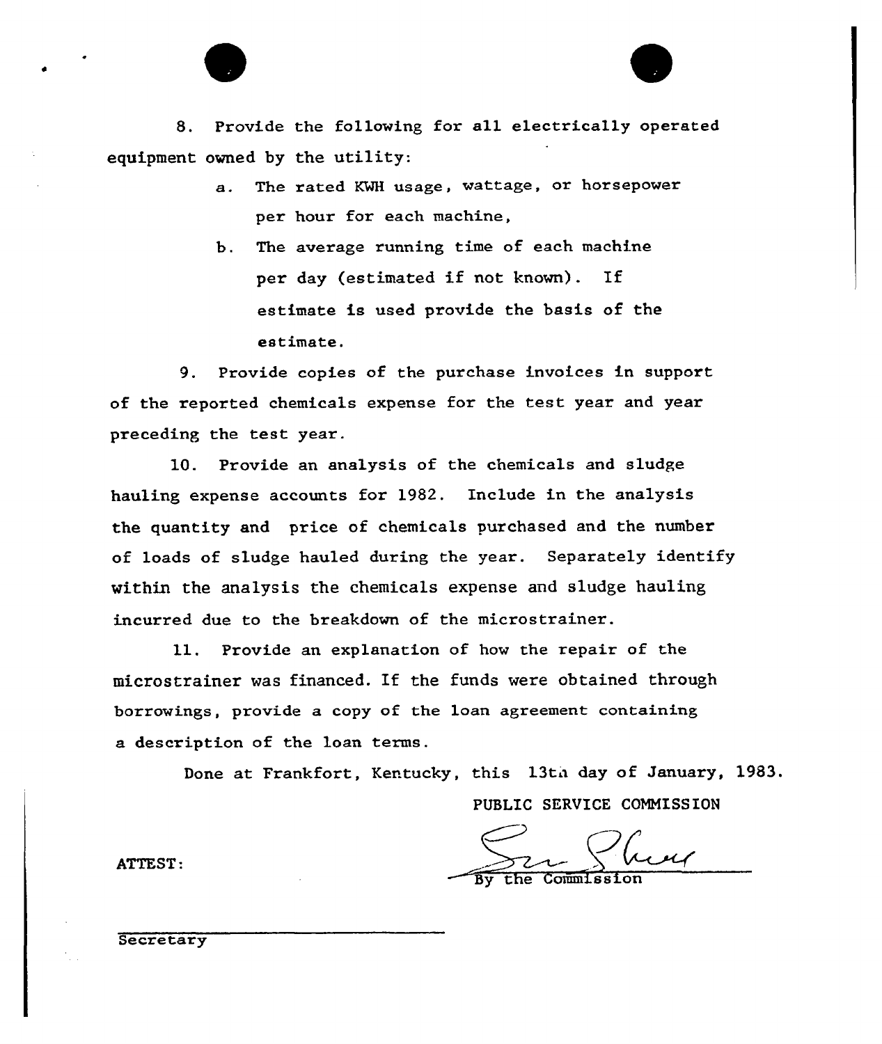8. Provide the following for all electrically operated equipment owned by the utility:

a. The rated KWH usage, wattage, or horsepower per hour for each machine,

b. The average running time of each machine per day (estimated if not known). If estimate is used provide the basis of the estimate.

9. Provide copies of the purchase invoices in support of the reported chemicals expense for the test year and year preceding the test year.

10. Provide an analysis of the chemicals and sludge hauling expense accounts for 1982. Include in the analysis the quantity and price of chemicals purchased and the number of loads of sludge hauled during the year. Separately identify within the analysis the chemicals expense and sludge hauling incurred due to the breakdown of the microstrainer.

11. Provide an explanation of how the repair of the microstrainer was financed. If the funds were obtained through borrowings, provide a copy of the loan agreement containing a description of the loan terms.

Done at Frankfort, Kentucky, this 13th day of January, 1983.

PUBLIC SERVICE COMMISSION

By the Commission

ATTEST:

Secretary